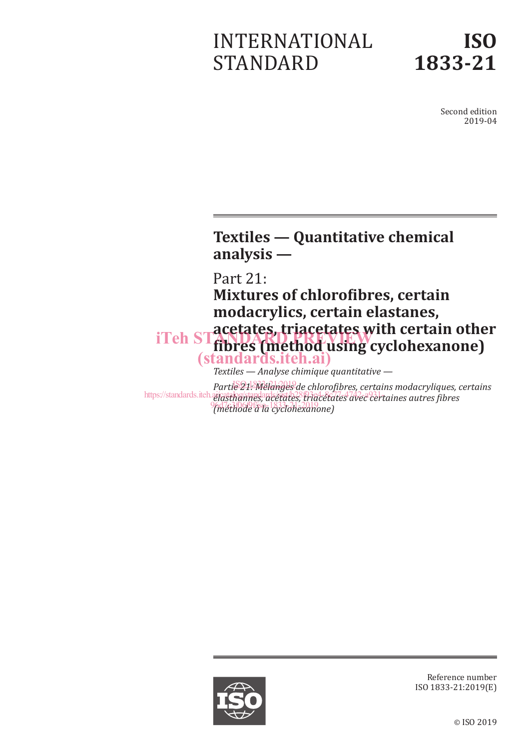# INTERNATIONAL STANDARD

# ISO 1833-21

Second edition
2019-04

## Textiles — Quantitative chemical analysis —

## Part 21: Mixtures of chlorofibres, certain modacrylics, certain elastanes, acetates, triacetates with certain other fibres (method using cyclohexanone)

*Textiles — Analyse chimique quantitative —*

*Partie 21: Mélanges de chlorofibres, certains modacryliques, certains elasthannes, acétates, triacétates avec certaines autres fibres (méthode à la cyclohexanone)*

Reference number
ISO 1833-21:2019(E)

© ISO 2019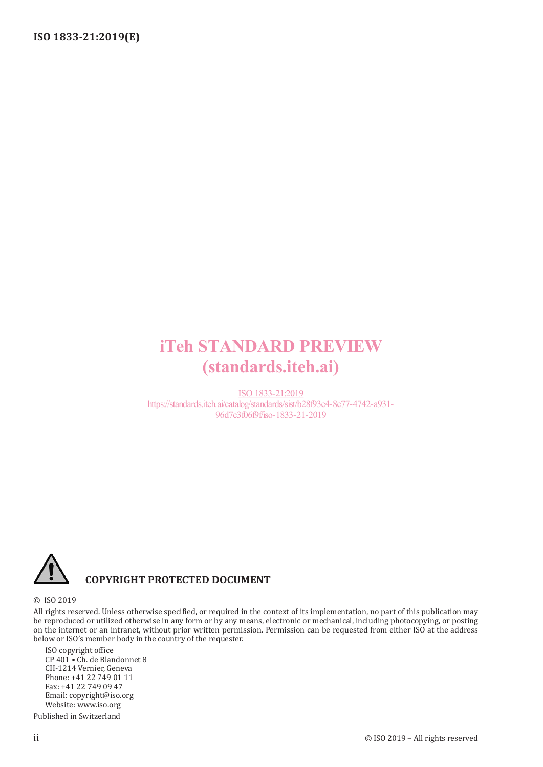iTeh STANDARD PREVIEW
(standards.iteh.ai)

ISO 1833-21:2019
https://standards.iteh.ai/catalog/standards/sist/b28f93e4-8c77-4742-a931-96d7c3f06f9f/iso-1833-21-2019

**COPYRIGHT PROTECTED DOCUMENT**

© ISO 2019

All rights reserved. Unless otherwise specified, or required in the context of its implementation, no part of this publication may be reproduced or utilized otherwise in any form or by any means, electronic or mechanical, including photocopying, or posting on the internet or an intranet, without prior written permission. Permission can be requested from either ISO at the address below or ISO's member body in the country of the requester.

ISO copyright office
CP 401 • Ch. de Blandonnet 8
CH-1214 Vernier, Geneva
Phone: +41 22 749 01 11
Fax: +41 22 749 09 47
Email: copyright@iso.org
Website: www.iso.org

Published in Switzerland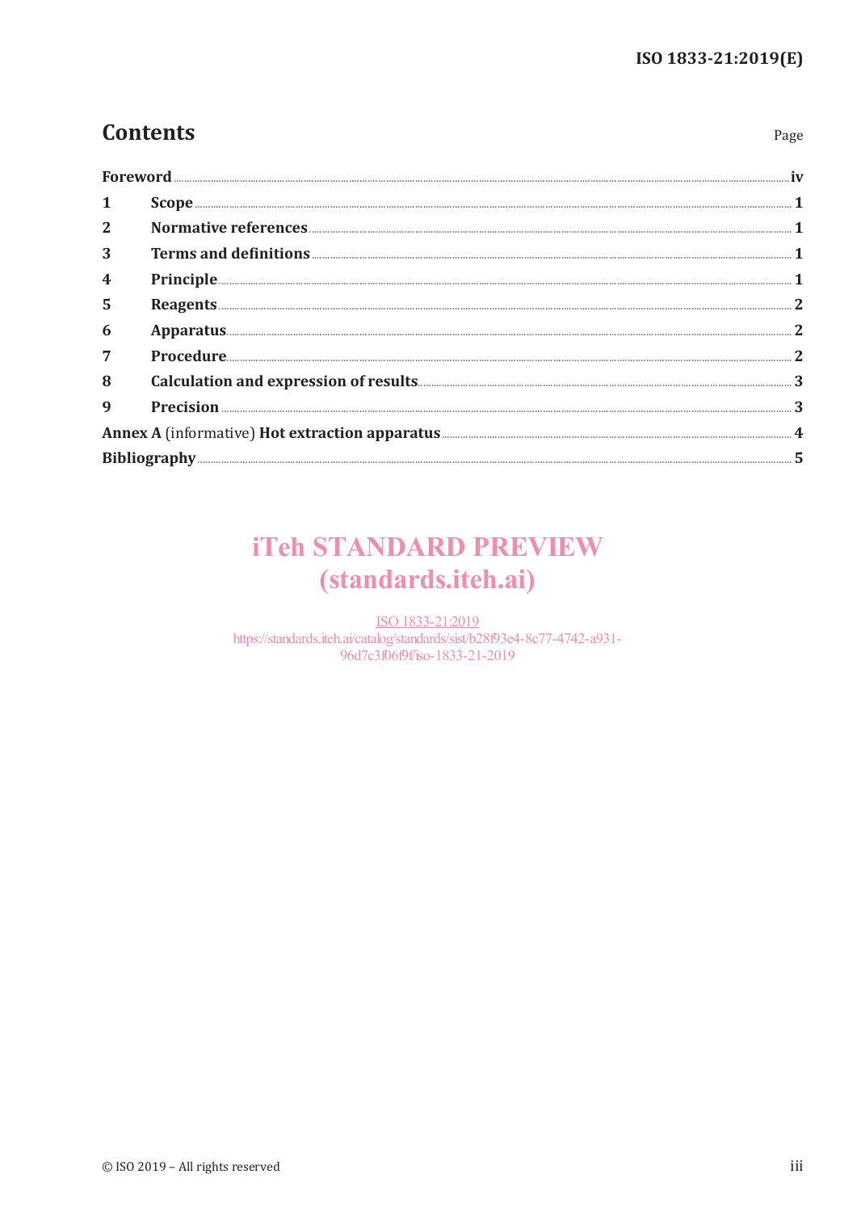# Contents

| | Page |
|---|---|
| Foreword | iv |
| 1 Scope | 1 |
| 2 Normative references | 1 |
| 3 Terms and definitions | 1 |
| 4 Principle | 1 |
| 5 Reagents | 2 |
| 6 Apparatus | 2 |
| 7 Procedure | 2 |
| 8 Calculation and expression of results | 3 |
| 9 Precision | 3 |
| Annex A (informative) Hot extraction apparatus | 4 |
| Bibliography | 5 |

iTeh STANDARD PREVIEW
(standards.iteh.ai)

ISO 1833-21:2019
https://standards.iteh.ai/catalog/standards/sist/b28f93e4-8c77-4742-a931-96d7c3f06f9f/iso-1833-21-2019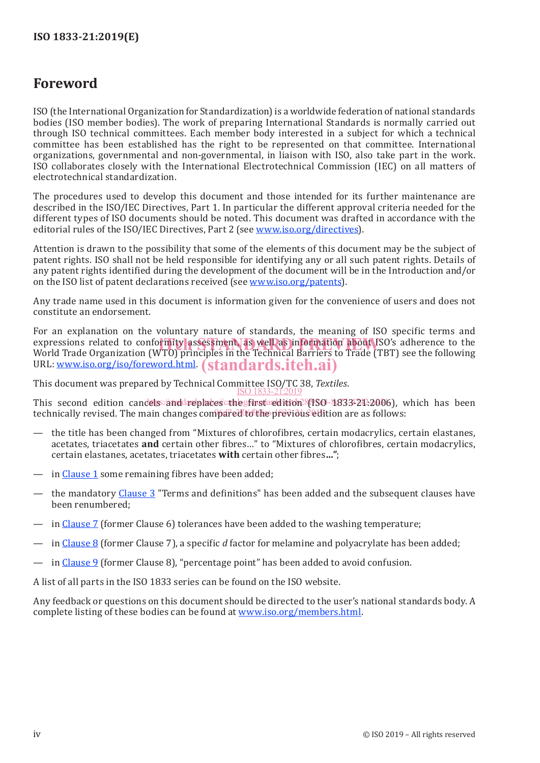# Foreword

ISO (the International Organization for Standardization) is a worldwide federation of national standards bodies (ISO member bodies). The work of preparing International Standards is normally carried out through ISO technical committees. Each member body interested in a subject for which a technical committee has been established has the right to be represented on that committee. International organizations, governmental and non-governmental, in liaison with ISO, also take part in the work. ISO collaborates closely with the International Electrotechnical Commission (IEC) on all matters of electrotechnical standardization.

The procedures used to develop this document and those intended for its further maintenance are described in the ISO/IEC Directives, Part 1. In particular the different approval criteria needed for the different types of ISO documents should be noted. This document was drafted in accordance with the editorial rules of the ISO/IEC Directives, Part 2 (see www.iso.org/directives).

Attention is drawn to the possibility that some of the elements of this document may be the subject of patent rights. ISO shall not be held responsible for identifying any or all such patent rights. Details of any patent rights identified during the development of the document will be in the Introduction and/or on the ISO list of patent declarations received (see www.iso.org/patents).

Any trade name used in this document is information given for the convenience of users and does not constitute an endorsement.

For an explanation on the voluntary nature of standards, the meaning of ISO specific terms and expressions related to conformity assessment, as well as information about ISO's adherence to the World Trade Organization (WTO) principles in the Technical Barriers to Trade (TBT) see the following URL: www.iso.org/iso/foreword.html.

This document was prepared by Technical Committee ISO/TC 38, *Textiles*.

This second edition cancels and replaces the first edition (ISO 1833-21:2006), which has been technically revised. The main changes compared to the previous edition are as follows:

— the title has been changed from "Mixtures of chlorofibres, certain modacrylics, certain elastanes, acetates, triacetates **and** certain other fibres…" to "Mixtures of chlorofibres, certain modacrylics, certain elastanes, acetates, triacetates **with** certain other fibres**…**";

— in Clause 1 some remaining fibres have been added;

— the mandatory Clause 3 "Terms and definitions" has been added and the subsequent clauses have been renumbered;

— in Clause 7 (former Clause 6) tolerances have been added to the washing temperature;

— in Clause 8 (former Clause 7), a specific *d* factor for melamine and polyacrylate has been added;

— in Clause 9 (former Clause 8), "percentage point" has been added to avoid confusion.

A list of all parts in the ISO 1833 series can be found on the ISO website.

Any feedback or questions on this document should be directed to the user's national standards body. A complete listing of these bodies can be found at www.iso.org/members.html.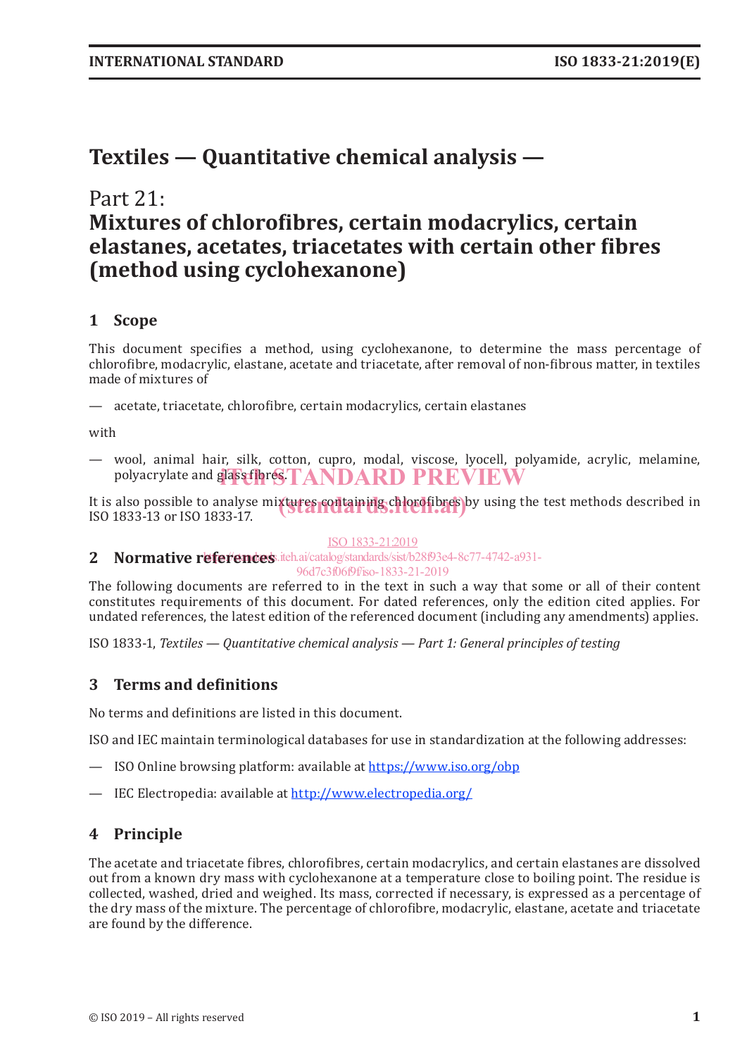# Textiles — Quantitative chemical analysis —

## Part 21:
## Mixtures of chlorofibres, certain modacrylics, certain elastanes, acetates, triacetates with certain other fibres (method using cyclohexanone)

### 1 Scope

This document specifies a method, using cyclohexanone, to determine the mass percentage of chlorofibre, modacrylic, elastane, acetate and triacetate, after removal of non-fibrous matter, in textiles made of mixtures of

— acetate, triacetate, chlorofibre, certain modacrylics, certain elastanes

with

— wool, animal hair, silk, cotton, cupro, modal, viscose, lyocell, polyamide, acrylic, melamine, polyacrylate and glass fibres.

It is also possible to analyse mixtures containing chlorofibres by using the test methods described in ISO 1833-13 or ISO 1833-17.

### 2 Normative references

The following documents are referred to in the text in such a way that some or all of their content constitutes requirements of this document. For dated references, only the edition cited applies. For undated references, the latest edition of the referenced document (including any amendments) applies.

ISO 1833-1, *Textiles — Quantitative chemical analysis — Part 1: General principles of testing*

### 3 Terms and definitions

No terms and definitions are listed in this document.

ISO and IEC maintain terminological databases for use in standardization at the following addresses:

— ISO Online browsing platform: available at https://www.iso.org/obp

— IEC Electropedia: available at http://www.electropedia.org/

### 4 Principle

The acetate and triacetate fibres, chlorofibres, certain modacrylics, and certain elastanes are dissolved out from a known dry mass with cyclohexanone at a temperature close to boiling point. The residue is collected, washed, dried and weighed. Its mass, corrected if necessary, is expressed as a percentage of the dry mass of the mixture. The percentage of chlorofibre, modacrylic, elastane, acetate and triacetate are found by the difference.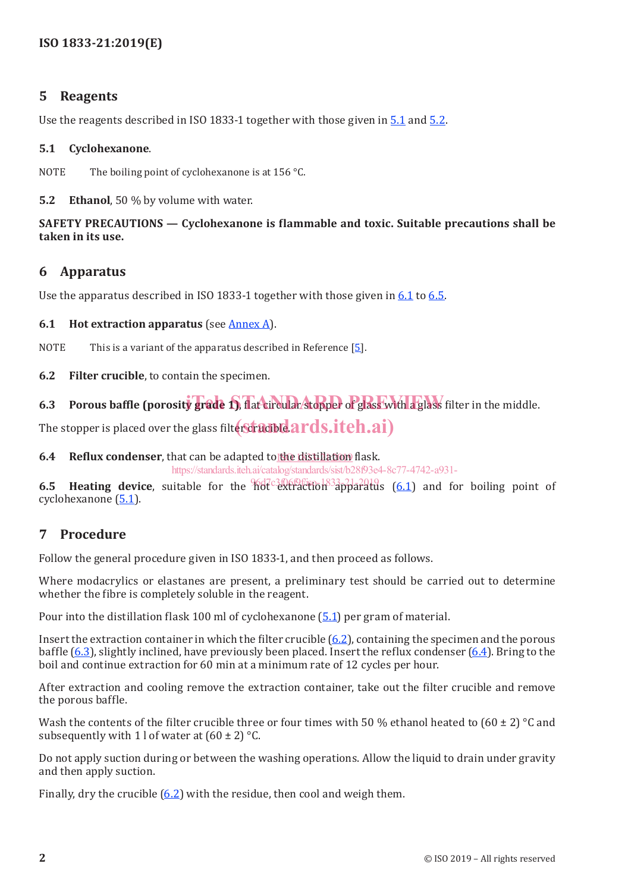## 5 Reagents

Use the reagents described in ISO 1833-1 together with those given in 5.1 and 5.2.

### 5.1 Cyclohexanone.

NOTE The boiling point of cyclohexanone is at 156 °C.

### 5.2 Ethanol, 50 % by volume with water.

**SAFETY PRECAUTIONS — Cyclohexanone is flammable and toxic. Suitable precautions shall be taken in its use.**

## 6 Apparatus

Use the apparatus described in ISO 1833-1 together with those given in 6.1 to 6.5.

### 6.1 Hot extraction apparatus (see Annex A).

NOTE This is a variant of the apparatus described in Reference [5].

### 6.2 Filter crucible, to contain the specimen.

### 6.3 Porous baffle (porosity grade 1), flat circular stopper of glass with a glass filter in the middle.

The stopper is placed over the glass filter crucible.

### 6.4 Reflux condenser, that can be adapted to the distillation flask.

### 6.5 Heating device, suitable for the hot extraction apparatus (6.1) and for boiling point of cyclohexanone (5.1).

## 7 Procedure

Follow the general procedure given in ISO 1833-1, and then proceed as follows.

Where modacrylics or elastanes are present, a preliminary test should be carried out to determine whether the fibre is completely soluble in the reagent.

Pour into the distillation flask 100 ml of cyclohexanone (5.1) per gram of material.

Insert the extraction container in which the filter crucible (6.2), containing the specimen and the porous baffle (6.3), slightly inclined, have previously been placed. Insert the reflux condenser (6.4). Bring to the boil and continue extraction for 60 min at a minimum rate of 12 cycles per hour.

After extraction and cooling remove the extraction container, take out the filter crucible and remove the porous baffle.

Wash the contents of the filter crucible three or four times with 50 % ethanol heated to (60 ± 2) °C and subsequently with 1 l of water at (60 ± 2) °C.

Do not apply suction during or between the washing operations. Allow the liquid to drain under gravity and then apply suction.

Finally, dry the crucible (6.2) with the residue, then cool and weigh them.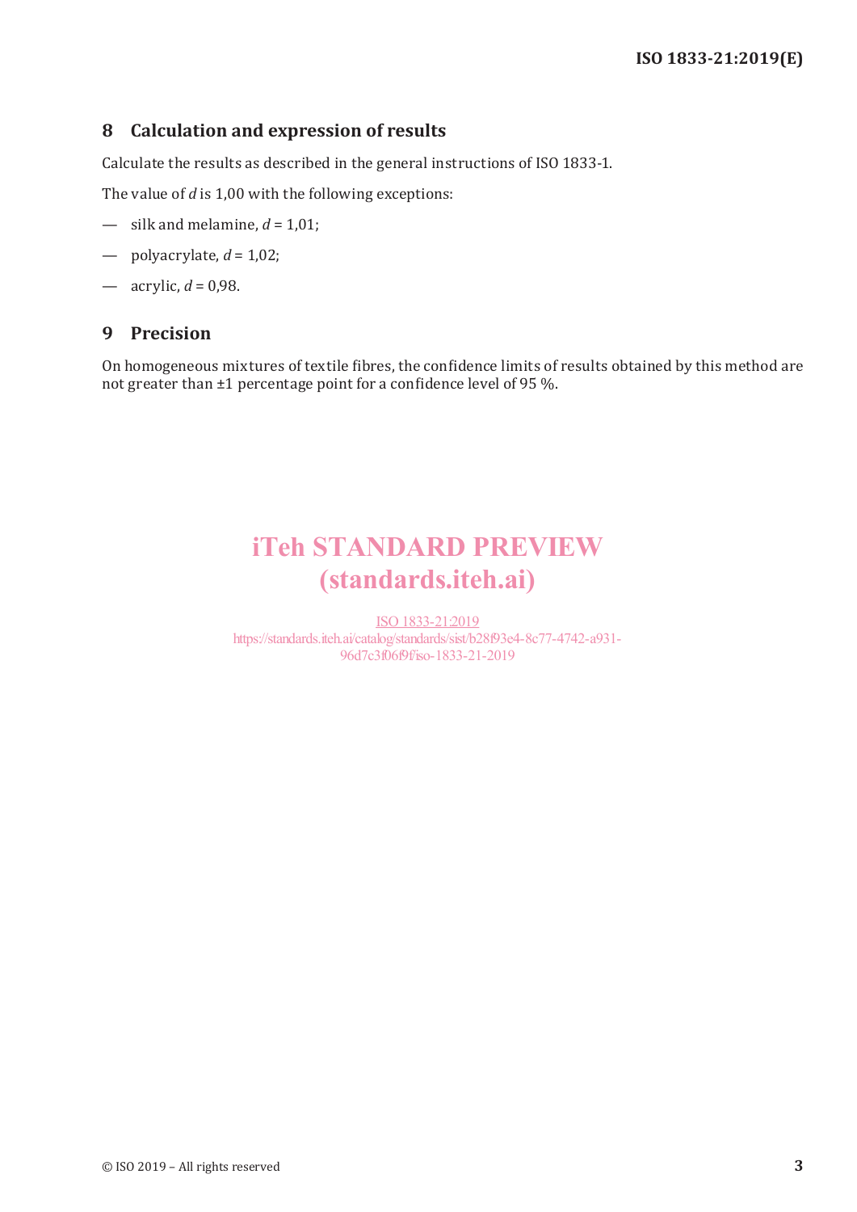## 8 Calculation and expression of results

Calculate the results as described in the general instructions of ISO 1833-1.

The value of $d$ is 1,00 with the following exceptions:

— silk and melamine, $d$ = 1,01;

— polyacrylate, $d$ = 1,02;

— acrylic, $d$ = 0,98.

## 9 Precision

On homogeneous mixtures of textile fibres, the confidence limits of results obtained by this method are not greater than ±1 percentage point for a confidence level of 95 %.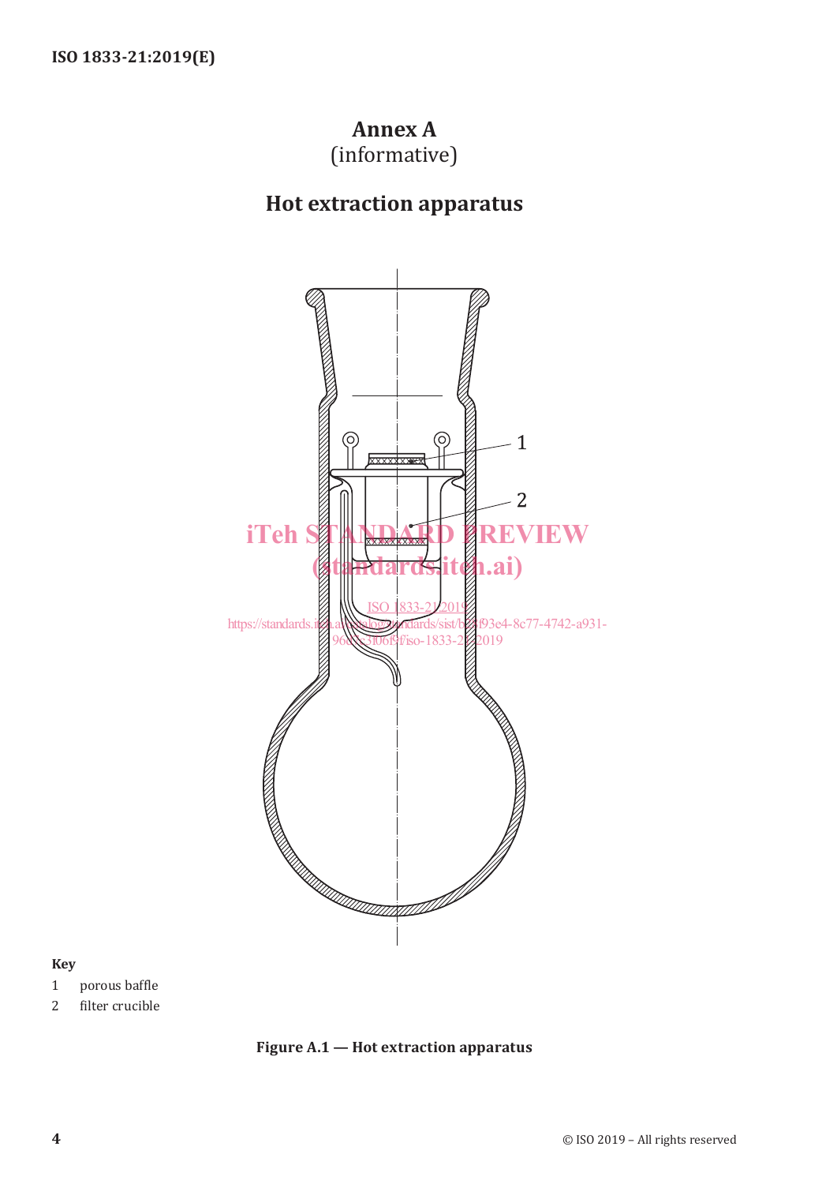# Annex A
(informative)

## Hot extraction apparatus

**Key**

1 porous baffle

2 filter crucible

**Figure A.1 — Hot extraction apparatus**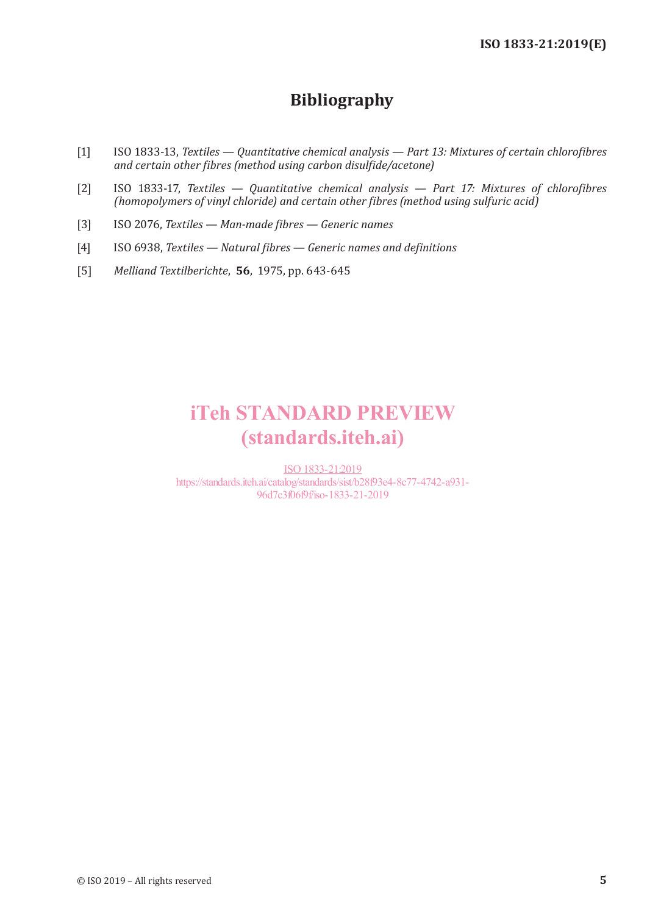# Bibliography

[1] ISO 1833-13, *Textiles — Quantitative chemical analysis — Part 13: Mixtures of certain chlorofibres and certain other fibres (method using carbon disulfide/acetone)*

[2] ISO 1833-17, *Textiles — Quantitative chemical analysis — Part 17: Mixtures of chlorofibres (homopolymers of vinyl chloride) and certain other fibres (method using sulfuric acid)*

[3] ISO 2076, *Textiles — Man-made fibres — Generic names*

[4] ISO 6938, *Textiles — Natural fibres — Generic names and definitions*

[5] *Melliand Textilberichte*, **56**, 1975, pp. 643-645